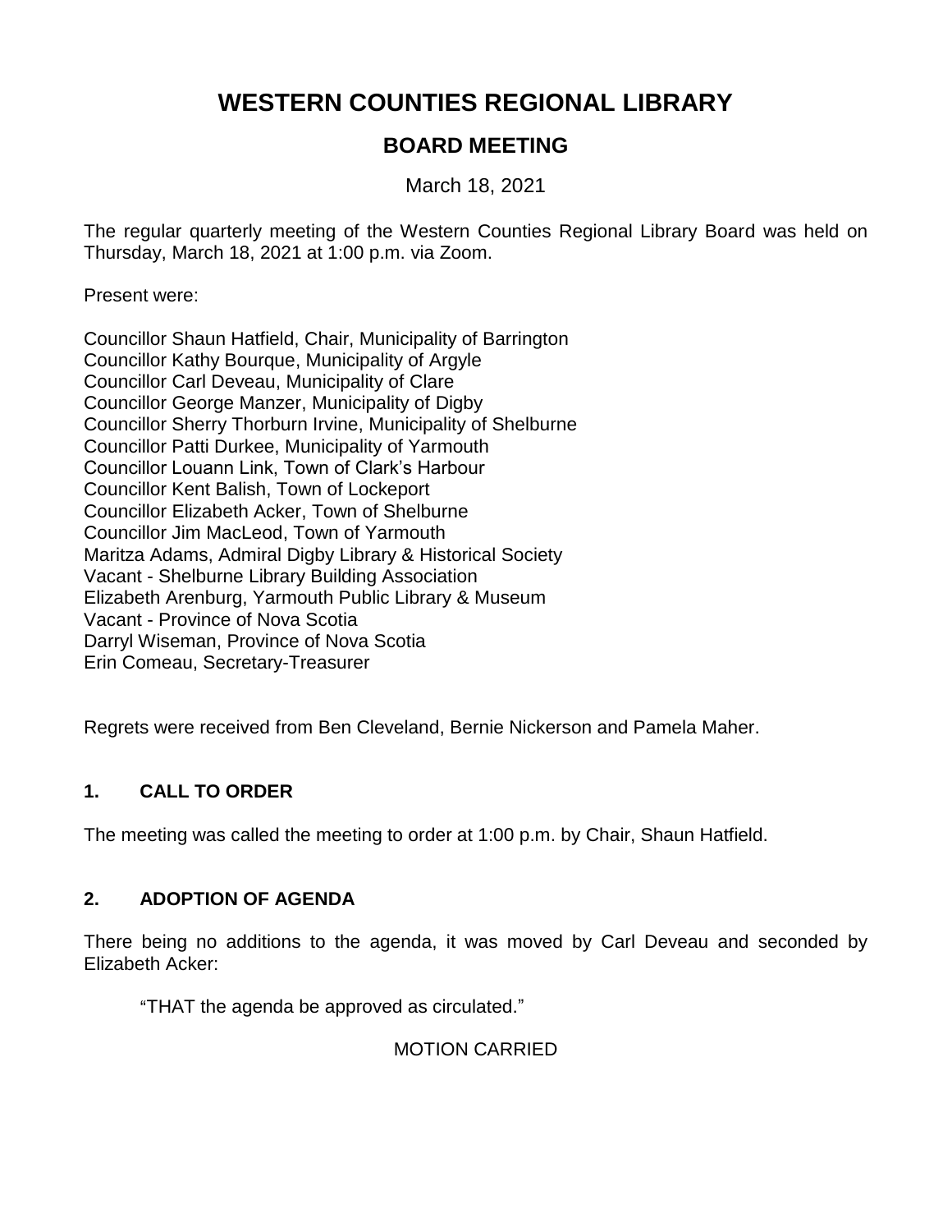# WESTERN COUNTIES REGIONAL LIBRARY

## BOARD MEETING

March 18, 2021

The regular quarterly meeting of the Western Counties Regional Library Board was held on Thursday, March 18, 2021 at 1:00 p.m. via Zoom.

Present were:

Councillor Shaun Hatfield, Chair, Municipality of Barrington
Councillor Kathy Bourque, Municipality of Argyle
Councillor Carl Deveau, Municipality of Clare
Councillor George Manzer, Municipality of Digby
Councillor Sherry Thorburn Irvine, Municipality of Shelburne
Councillor Patti Durkee, Municipality of Yarmouth
Councillor Louann Link, Town of Clark's Harbour
Councillor Kent Balish, Town of Lockeport
Councillor Elizabeth Acker, Town of Shelburne
Councillor Jim MacLeod, Town of Yarmouth
Maritza Adams, Admiral Digby Library & Historical Society
Vacant - Shelburne Library Building Association
Elizabeth Arenburg, Yarmouth Public Library & Museum
Vacant - Province of Nova Scotia
Darryl Wiseman, Province of Nova Scotia
Erin Comeau, Secretary-Treasurer

Regrets were received from Ben Cleveland, Bernie Nickerson and Pamela Maher.

### 1. CALL TO ORDER

The meeting was called the meeting to order at 1:00 p.m. by Chair, Shaun Hatfield.

### 2. ADOPTION OF AGENDA

There being no additions to the agenda, it was moved by Carl Deveau and seconded by Elizabeth Acker:

"THAT the agenda be approved as circulated."

MOTION CARRIED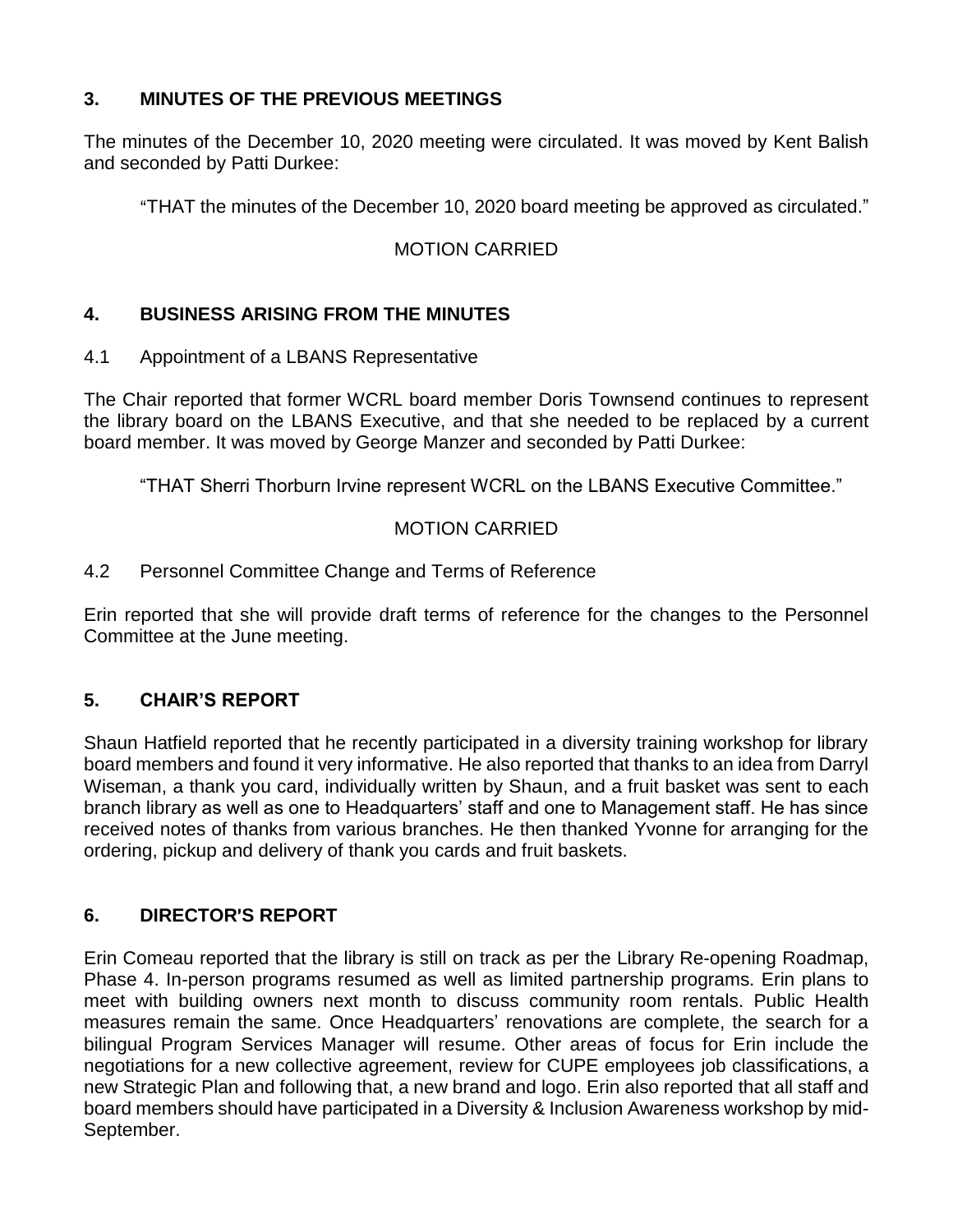## 3. MINUTES OF THE PREVIOUS MEETINGS

The minutes of the December 10, 2020 meeting were circulated. It was moved by Kent Balish and seconded by Patti Durkee:

> "THAT the minutes of the December 10, 2020 board meeting be approved as circulated."

MOTION CARRIED

## 4. BUSINESS ARISING FROM THE MINUTES

4.1 Appointment of a LBANS Representative

The Chair reported that former WCRL board member Doris Townsend continues to represent the library board on the LBANS Executive, and that she needed to be replaced by a current board member. It was moved by George Manzer and seconded by Patti Durkee:

> "THAT Sherri Thorburn Irvine represent WCRL on the LBANS Executive Committee."

MOTION CARRIED

4.2 Personnel Committee Change and Terms of Reference

Erin reported that she will provide draft terms of reference for the changes to the Personnel Committee at the June meeting.

## 5. CHAIR'S REPORT

Shaun Hatfield reported that he recently participated in a diversity training workshop for library board members and found it very informative. He also reported that thanks to an idea from Darryl Wiseman, a thank you card, individually written by Shaun, and a fruit basket was sent to each branch library as well as one to Headquarters' staff and one to Management staff. He has since received notes of thanks from various branches. He then thanked Yvonne for arranging for the ordering, pickup and delivery of thank you cards and fruit baskets.

## 6. DIRECTOR'S REPORT

Erin Comeau reported that the library is still on track as per the Library Re-opening Roadmap, Phase 4. In-person programs resumed as well as limited partnership programs. Erin plans to meet with building owners next month to discuss community room rentals. Public Health measures remain the same. Once Headquarters' renovations are complete, the search for a bilingual Program Services Manager will resume. Other areas of focus for Erin include the negotiations for a new collective agreement, review for CUPE employees job classifications, a new Strategic Plan and following that, a new brand and logo. Erin also reported that all staff and board members should have participated in a Diversity & Inclusion Awareness workshop by mid-September.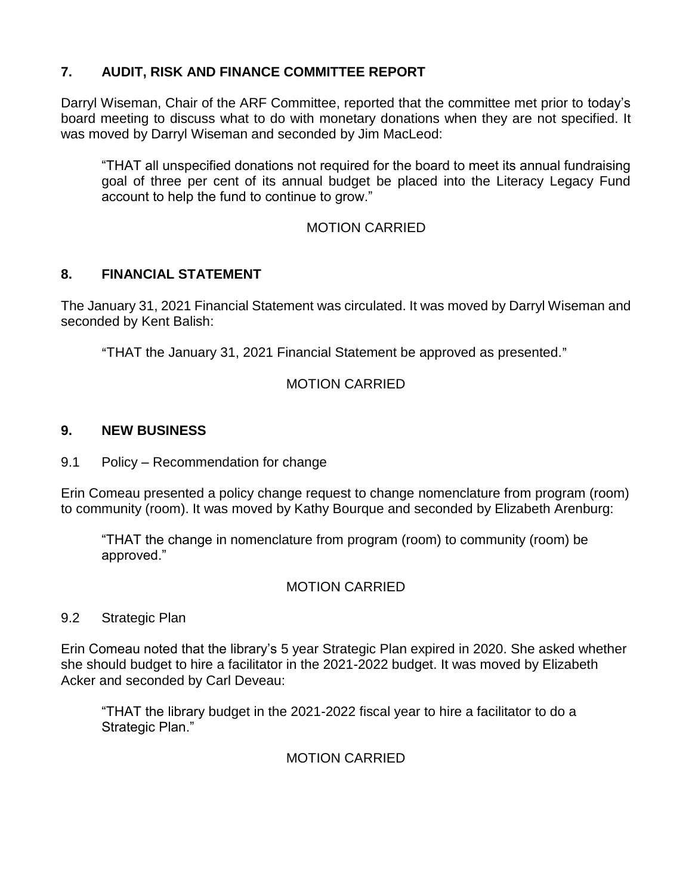## 7. AUDIT, RISK AND FINANCE COMMITTEE REPORT

Darryl Wiseman, Chair of the ARF Committee, reported that the committee met prior to today's board meeting to discuss what to do with monetary donations when they are not specified. It was moved by Darryl Wiseman and seconded by Jim MacLeod:

> "THAT all unspecified donations not required for the board to meet its annual fundraising goal of three per cent of its annual budget be placed into the Literacy Legacy Fund account to help the fund to continue to grow."

MOTION CARRIED

## 8. FINANCIAL STATEMENT

The January 31, 2021 Financial Statement was circulated. It was moved by Darryl Wiseman and seconded by Kent Balish:

> "THAT the January 31, 2021 Financial Statement be approved as presented."

MOTION CARRIED

## 9. NEW BUSINESS

### 9.1 Policy – Recommendation for change

Erin Comeau presented a policy change request to change nomenclature from program (room) to community (room). It was moved by Kathy Bourque and seconded by Elizabeth Arenburg:

> "THAT the change in nomenclature from program (room) to community (room) be approved."

MOTION CARRIED

### 9.2 Strategic Plan

Erin Comeau noted that the library's 5 year Strategic Plan expired in 2020. She asked whether she should budget to hire a facilitator in the 2021-2022 budget. It was moved by Elizabeth Acker and seconded by Carl Deveau:

> "THAT the library budget in the 2021-2022 fiscal year to hire a facilitator to do a Strategic Plan."

MOTION CARRIED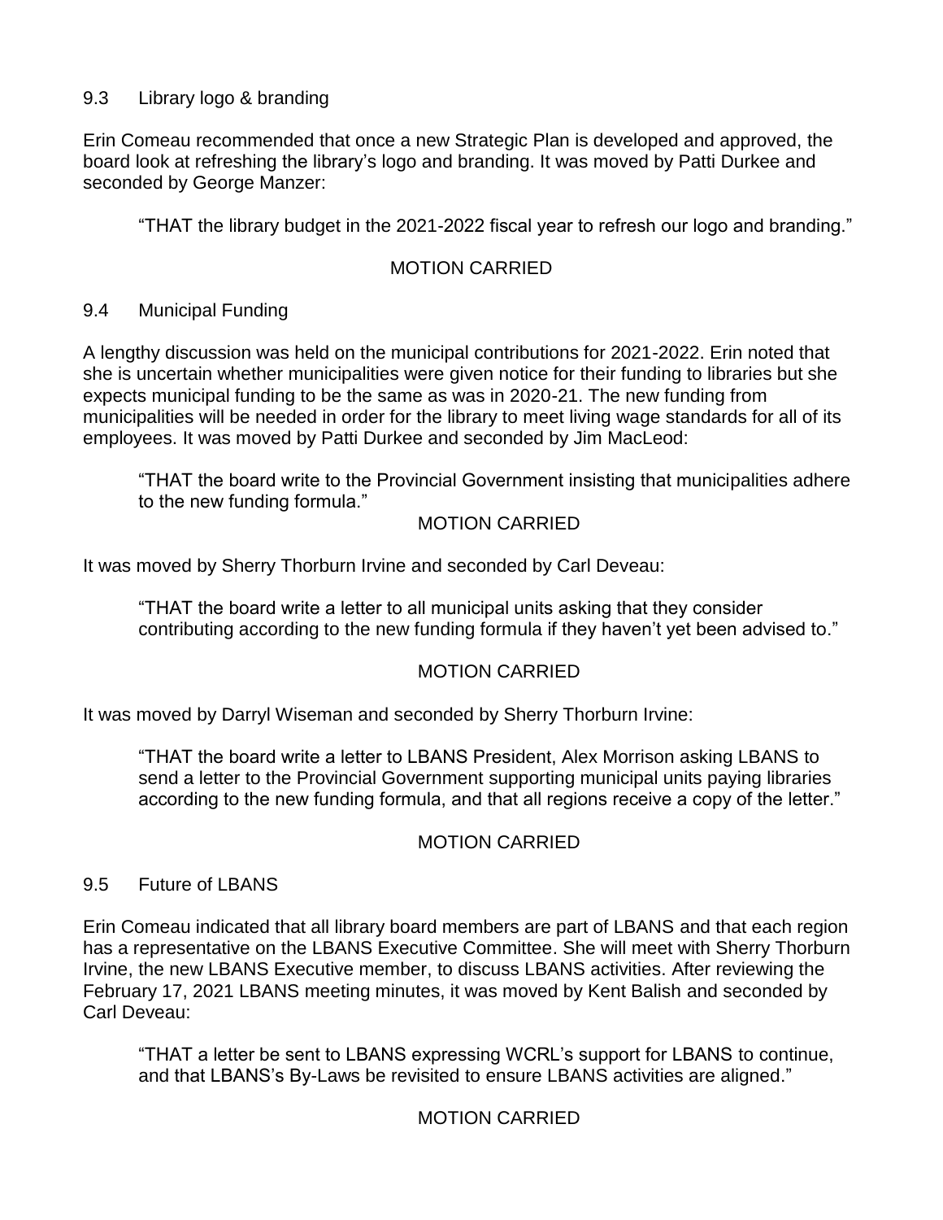### 9.3 Library logo & branding

Erin Comeau recommended that once a new Strategic Plan is developed and approved, the board look at refreshing the library's logo and branding. It was moved by Patti Durkee and seconded by George Manzer:

> "THAT the library budget in the 2021-2022 fiscal year to refresh our logo and branding."

MOTION CARRIED

### 9.4 Municipal Funding

A lengthy discussion was held on the municipal contributions for 2021-2022. Erin noted that she is uncertain whether municipalities were given notice for their funding to libraries but she expects municipal funding to be the same as was in 2020-21. The new funding from municipalities will be needed in order for the library to meet living wage standards for all of its employees. It was moved by Patti Durkee and seconded by Jim MacLeod:

> "THAT the board write to the Provincial Government insisting that municipalities adhere to the new funding formula."

MOTION CARRIED

It was moved by Sherry Thorburn Irvine and seconded by Carl Deveau:

> "THAT the board write a letter to all municipal units asking that they consider contributing according to the new funding formula if they haven't yet been advised to."

MOTION CARRIED

It was moved by Darryl Wiseman and seconded by Sherry Thorburn Irvine:

> "THAT the board write a letter to LBANS President, Alex Morrison asking LBANS to send a letter to the Provincial Government supporting municipal units paying libraries according to the new funding formula, and that all regions receive a copy of the letter."

MOTION CARRIED

### 9.5 Future of LBANS

Erin Comeau indicated that all library board members are part of LBANS and that each region has a representative on the LBANS Executive Committee. She will meet with Sherry Thorburn Irvine, the new LBANS Executive member, to discuss LBANS activities. After reviewing the February 17, 2021 LBANS meeting minutes, it was moved by Kent Balish and seconded by Carl Deveau:

> "THAT a letter be sent to LBANS expressing WCRL's support for LBANS to continue, and that LBANS's By-Laws be revisited to ensure LBANS activities are aligned."

MOTION CARRIED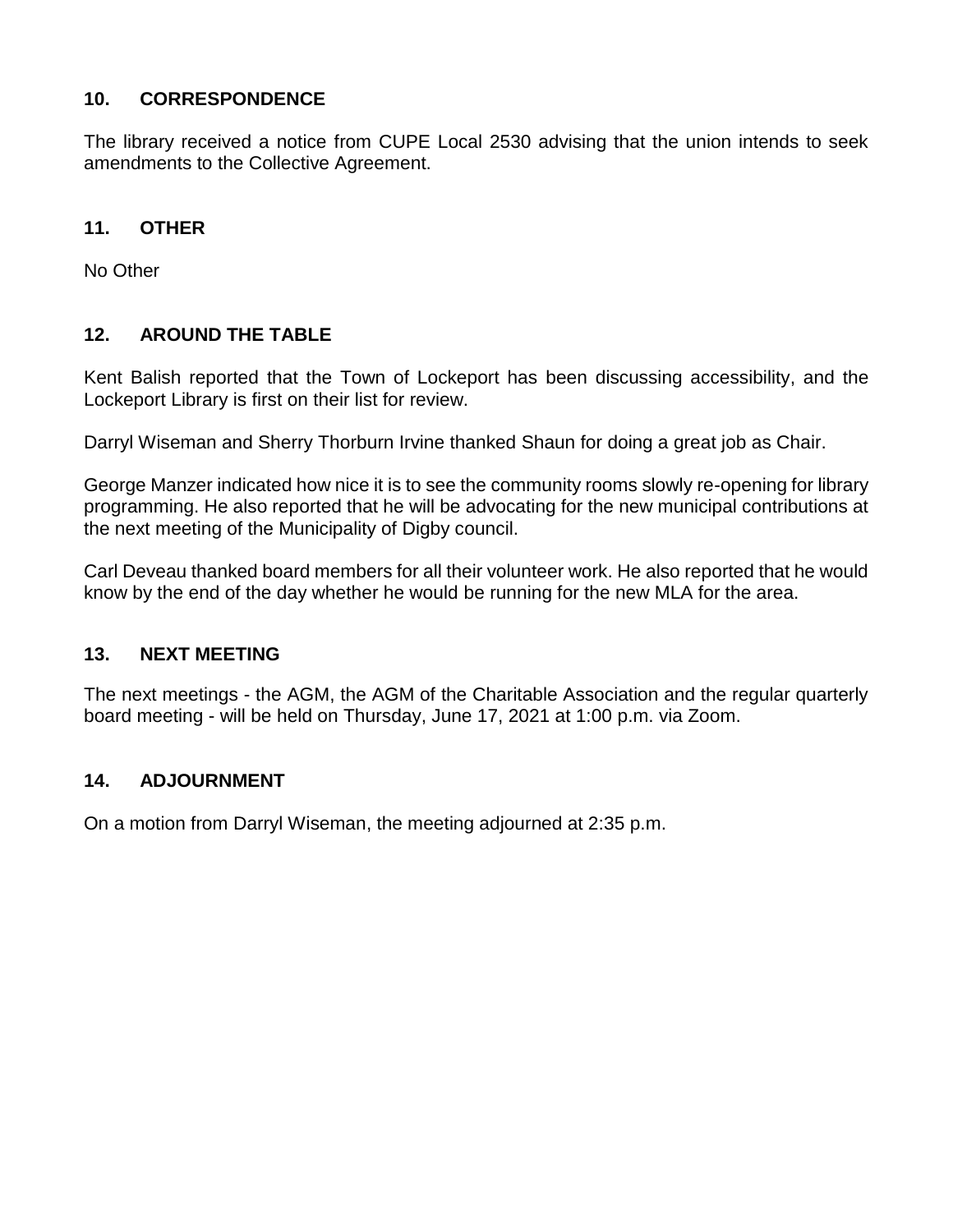## 10. CORRESPONDENCE

The library received a notice from CUPE Local 2530 advising that the union intends to seek amendments to the Collective Agreement.

## 11. OTHER

No Other

## 12. AROUND THE TABLE

Kent Balish reported that the Town of Lockeport has been discussing accessibility, and the Lockeport Library is first on their list for review.

Darryl Wiseman and Sherry Thorburn Irvine thanked Shaun for doing a great job as Chair.

George Manzer indicated how nice it is to see the community rooms slowly re-opening for library programming. He also reported that he will be advocating for the new municipal contributions at the next meeting of the Municipality of Digby council.

Carl Deveau thanked board members for all their volunteer work. He also reported that he would know by the end of the day whether he would be running for the new MLA for the area.

## 13. NEXT MEETING

The next meetings - the AGM, the AGM of the Charitable Association and the regular quarterly board meeting - will be held on Thursday, June 17, 2021 at 1:00 p.m. via Zoom.

## 14. ADJOURNMENT

On a motion from Darryl Wiseman, the meeting adjourned at 2:35 p.m.